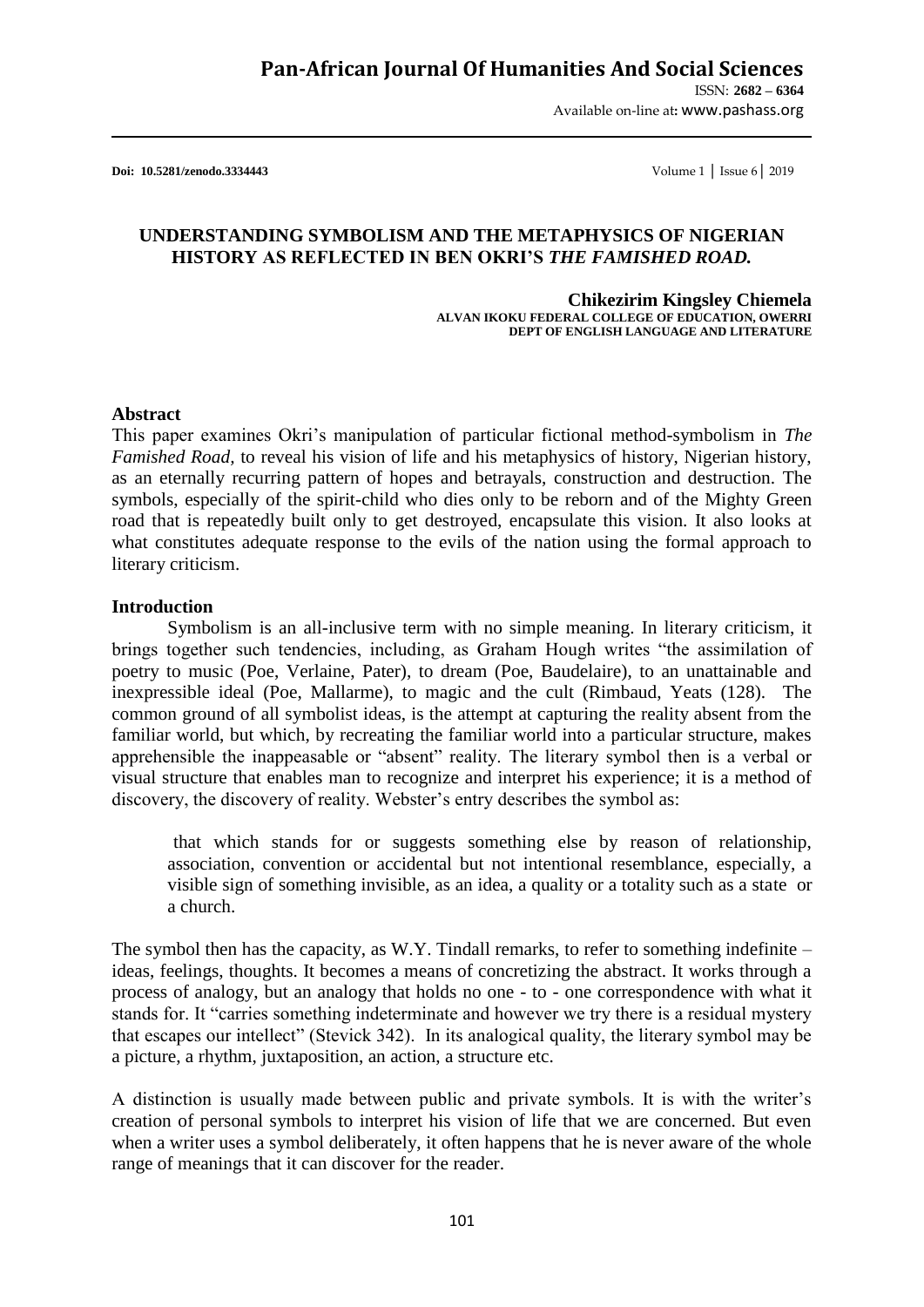**Doi: 10.5281/zenodo.3334443**

# UNDERSTANDING SYMBOLISM AND THE METAPHYSICS OF NIGERIAN HISTORY AS REFLECTED IN BEN OKRI'S *THE FAMISHED ROAD.*

**Chikezirim Kingsley Chiemela**
**ALVAN IKOKU FEDERAL COLLEGE OF EDUCATION, OWERRI**
**DEPT OF ENGLISH LANGUAGE AND LITERATURE**

## Abstract

This paper examines Okri's manipulation of particular fictional method-symbolism in *The Famished Road*, to reveal his vision of life and his metaphysics of history, Nigerian history, as an eternally recurring pattern of hopes and betrayals, construction and destruction. The symbols, especially of the spirit-child who dies only to be reborn and of the Mighty Green road that is repeatedly built only to get destroyed, encapsulate this vision. It also looks at what constitutes adequate response to the evils of the nation using the formal approach to literary criticism.

## Introduction

Symbolism is an all-inclusive term with no simple meaning. In literary criticism, it brings together such tendencies, including, as Graham Hough writes "the assimilation of poetry to music (Poe, Verlaine, Pater), to dream (Poe, Baudelaire), to an unattainable and inexpressible ideal (Poe, Mallarme), to magic and the cult (Rimbaud, Yeats (128). The common ground of all symbolist ideas, is the attempt at capturing the reality absent from the familiar world, but which, by recreating the familiar world into a particular structure, makes apprehensible the inappeasable or "absent" reality. The literary symbol then is a verbal or visual structure that enables man to recognize and interpret his experience; it is a method of discovery, the discovery of reality. Webster's entry describes the symbol as:

> that which stands for or suggests something else by reason of relationship, association, convention or accidental but not intentional resemblance, especially, a visible sign of something invisible, as an idea, a quality or a totality such as a state or a church.

The symbol then has the capacity, as W.Y. Tindall remarks, to refer to something indefinite – ideas, feelings, thoughts. It becomes a means of concretizing the abstract. It works through a process of analogy, but an analogy that holds no one - to - one correspondence with what it stands for. It "carries something indeterminate and however we try there is a residual mystery that escapes our intellect" (Stevick 342). In its analogical quality, the literary symbol may be a picture, a rhythm, juxtaposition, an action, a structure etc.

A distinction is usually made between public and private symbols. It is with the writer's creation of personal symbols to interpret his vision of life that we are concerned. But even when a writer uses a symbol deliberately, it often happens that he is never aware of the whole range of meanings that it can discover for the reader.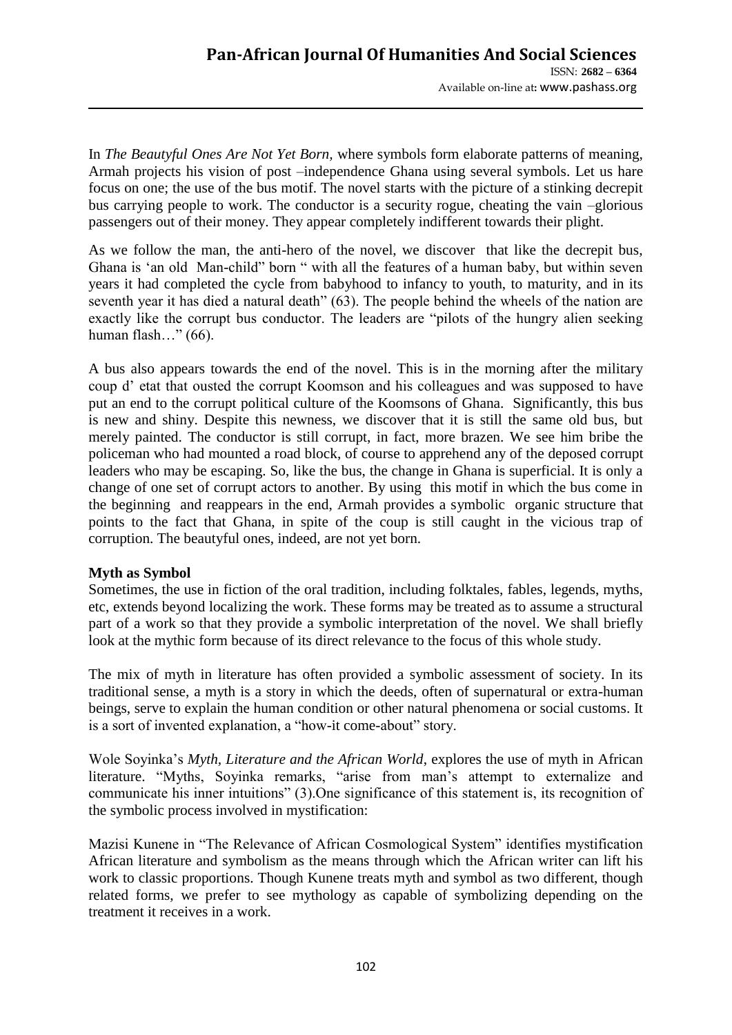In *The Beautyful Ones Are Not Yet Born,* where symbols form elaborate patterns of meaning, Armah projects his vision of post –independence Ghana using several symbols. Let us hare focus on one; the use of the bus motif. The novel starts with the picture of a stinking decrepit bus carrying people to work. The conductor is a security rogue, cheating the vain –glorious passengers out of their money. They appear completely indifferent towards their plight.

As we follow the man, the anti-hero of the novel, we discover that like the decrepit bus, Ghana is 'an old Man-child" born " with all the features of a human baby, but within seven years it had completed the cycle from babyhood to infancy to youth, to maturity, and in its seventh year it has died a natural death" (63). The people behind the wheels of the nation are exactly like the corrupt bus conductor. The leaders are "pilots of the hungry alien seeking human flash…" (66).

A bus also appears towards the end of the novel. This is in the morning after the military coup d' etat that ousted the corrupt Koomson and his colleagues and was supposed to have put an end to the corrupt political culture of the Koomsons of Ghana. Significantly, this bus is new and shiny. Despite this newness, we discover that it is still the same old bus, but merely painted. The conductor is still corrupt, in fact, more brazen. We see him bribe the policeman who had mounted a road block, of course to apprehend any of the deposed corrupt leaders who may be escaping. So, like the bus, the change in Ghana is superficial. It is only a change of one set of corrupt actors to another. By using this motif in which the bus come in the beginning and reappears in the end, Armah provides a symbolic organic structure that points to the fact that Ghana, in spite of the coup is still caught in the vicious trap of corruption. The beautyful ones, indeed, are not yet born.

**Myth as Symbol**

Sometimes, the use in fiction of the oral tradition, including folktales, fables, legends, myths, etc, extends beyond localizing the work. These forms may be treated as to assume a structural part of a work so that they provide a symbolic interpretation of the novel. We shall briefly look at the mythic form because of its direct relevance to the focus of this whole study.

The mix of myth in literature has often provided a symbolic assessment of society. In its traditional sense, a myth is a story in which the deeds, often of supernatural or extra-human beings, serve to explain the human condition or other natural phenomena or social customs. It is a sort of invented explanation, a "how-it come-about" story.

Wole Soyinka's *Myth, Literature and the African World*, explores the use of myth in African literature. "Myths, Soyinka remarks, "arise from man's attempt to externalize and communicate his inner intuitions" (3).One significance of this statement is, its recognition of the symbolic process involved in mystification:

Mazisi Kunene in "The Relevance of African Cosmological System" identifies mystification African literature and symbolism as the means through which the African writer can lift his work to classic proportions. Though Kunene treats myth and symbol as two different, though related forms, we prefer to see mythology as capable of symbolizing depending on the treatment it receives in a work.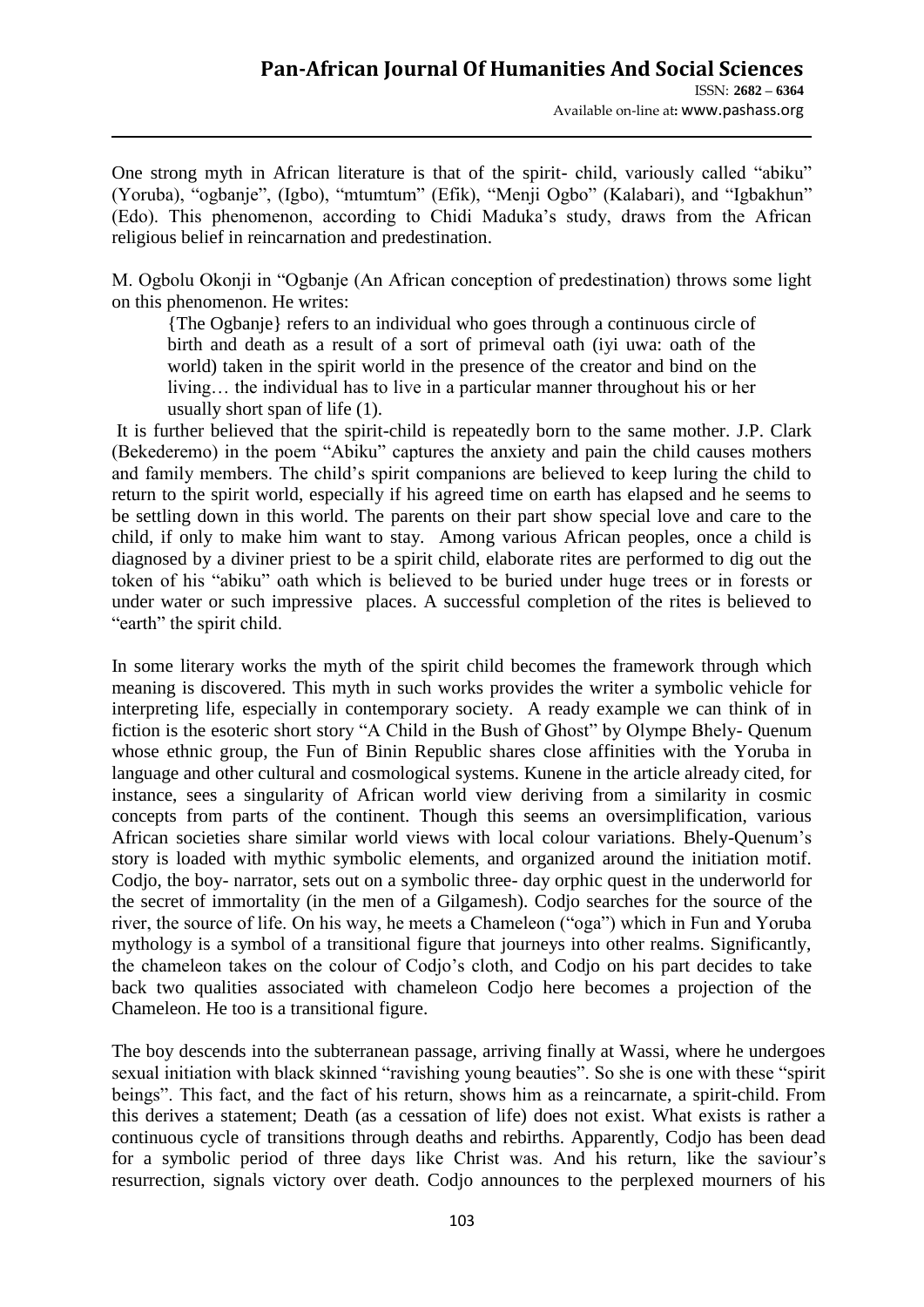One strong myth in African literature is that of the spirit- child, variously called "abiku" (Yoruba), "ogbanje", (Igbo), "mtumtum" (Efik), "Menji Ogbo" (Kalabari), and "Igbakhun" (Edo). This phenomenon, according to Chidi Maduka's study, draws from the African religious belief in reincarnation and predestination.

M. Ogbolu Okonji in "Ogbanje (An African conception of predestination) throws some light on this phenomenon. He writes:

> {The Ogbanje} refers to an individual who goes through a continuous circle of birth and death as a result of a sort of primeval oath (iyi uwa: oath of the world) taken in the spirit world in the presence of the creator and bind on the living… the individual has to live in a particular manner throughout his or her usually short span of life (1).

It is further believed that the spirit-child is repeatedly born to the same mother. J.P. Clark (Bekederemo) in the poem "Abiku" captures the anxiety and pain the child causes mothers and family members. The child's spirit companions are believed to keep luring the child to return to the spirit world, especially if his agreed time on earth has elapsed and he seems to be settling down in this world. The parents on their part show special love and care to the child, if only to make him want to stay. Among various African peoples, once a child is diagnosed by a diviner priest to be a spirit child, elaborate rites are performed to dig out the token of his "abiku" oath which is believed to be buried under huge trees or in forests or under water or such impressive places. A successful completion of the rites is believed to "earth" the spirit child.

In some literary works the myth of the spirit child becomes the framework through which meaning is discovered. This myth in such works provides the writer a symbolic vehicle for interpreting life, especially in contemporary society. A ready example we can think of in fiction is the esoteric short story "A Child in the Bush of Ghost" by Olympe Bhely- Quenum whose ethnic group, the Fun of Binin Republic shares close affinities with the Yoruba in language and other cultural and cosmological systems. Kunene in the article already cited, for instance, sees a singularity of African world view deriving from a similarity in cosmic concepts from parts of the continent. Though this seems an oversimplification, various African societies share similar world views with local colour variations. Bhely-Quenum's story is loaded with mythic symbolic elements, and organized around the initiation motif. Codjo, the boy- narrator, sets out on a symbolic three- day orphic quest in the underworld for the secret of immortality (in the men of a Gilgamesh). Codjo searches for the source of the river, the source of life. On his way, he meets a Chameleon ("oga") which in Fun and Yoruba mythology is a symbol of a transitional figure that journeys into other realms. Significantly, the chameleon takes on the colour of Codjo's cloth, and Codjo on his part decides to take back two qualities associated with chameleon Codjo here becomes a projection of the Chameleon. He too is a transitional figure.

The boy descends into the subterranean passage, arriving finally at Wassi, where he undergoes sexual initiation with black skinned "ravishing young beauties". So she is one with these "spirit beings". This fact, and the fact of his return, shows him as a reincarnate, a spirit-child. From this derives a statement; Death (as a cessation of life) does not exist. What exists is rather a continuous cycle of transitions through deaths and rebirths. Apparently, Codjo has been dead for a symbolic period of three days like Christ was. And his return, like the saviour's resurrection, signals victory over death. Codjo announces to the perplexed mourners of his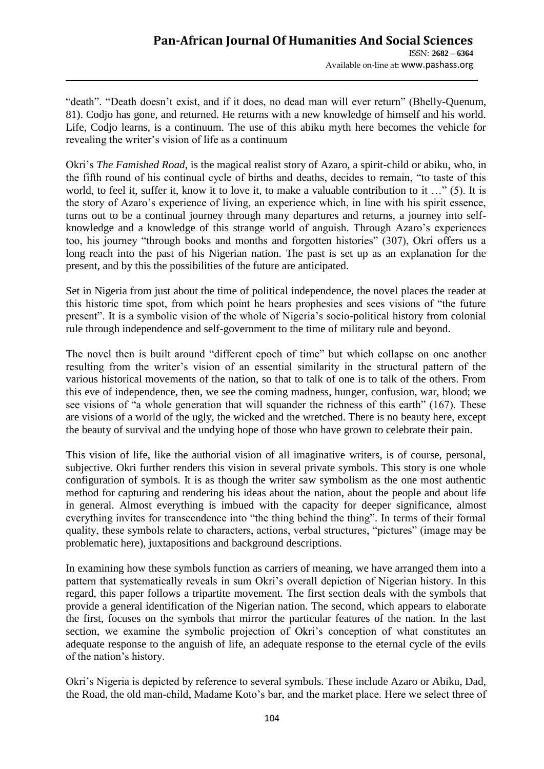"death". "Death doesn't exist, and if it does, no dead man will ever return" (Bhelly-Quenum, 81). Codjo has gone, and returned. He returns with a new knowledge of himself and his world. Life, Codjo learns, is a continuum. The use of this abiku myth here becomes the vehicle for revealing the writer's vision of life as a continuum

Okri's *The Famished Road*, is the magical realist story of Azaro, a spirit-child or abiku, who, in the fifth round of his continual cycle of births and deaths, decides to remain, "to taste of this world, to feel it, suffer it, know it to love it, to make a valuable contribution to it …" (5). It is the story of Azaro's experience of living, an experience which, in line with his spirit essence, turns out to be a continual journey through many departures and returns, a journey into self-knowledge and a knowledge of this strange world of anguish. Through Azaro's experiences too, his journey "through books and months and forgotten histories" (307), Okri offers us a long reach into the past of his Nigerian nation. The past is set up as an explanation for the present, and by this the possibilities of the future are anticipated.

Set in Nigeria from just about the time of political independence, the novel places the reader at this historic time spot, from which point he hears prophesies and sees visions of "the future present". It is a symbolic vision of the whole of Nigeria's socio-political history from colonial rule through independence and self-government to the time of military rule and beyond.

The novel then is built around "different epoch of time" but which collapse on one another resulting from the writer's vision of an essential similarity in the structural pattern of the various historical movements of the nation, so that to talk of one is to talk of the others. From this eve of independence, then, we see the coming madness, hunger, confusion, war, blood; we see visions of "a whole generation that will squander the richness of this earth" (167). These are visions of a world of the ugly, the wicked and the wretched. There is no beauty here, except the beauty of survival and the undying hope of those who have grown to celebrate their pain.

This vision of life, like the authorial vision of all imaginative writers, is of course, personal, subjective. Okri further renders this vision in several private symbols. This story is one whole configuration of symbols. It is as though the writer saw symbolism as the one most authentic method for capturing and rendering his ideas about the nation, about the people and about life in general. Almost everything is imbued with the capacity for deeper significance, almost everything invites for transcendence into "the thing behind the thing". In terms of their formal quality, these symbols relate to characters, actions, verbal structures, "pictures" (image may be problematic here), juxtapositions and background descriptions.

In examining how these symbols function as carriers of meaning, we have arranged them into a pattern that systematically reveals in sum Okri's overall depiction of Nigerian history. In this regard, this paper follows a tripartite movement. The first section deals with the symbols that provide a general identification of the Nigerian nation. The second, which appears to elaborate the first, focuses on the symbols that mirror the particular features of the nation. In the last section, we examine the symbolic projection of Okri's conception of what constitutes an adequate response to the anguish of life, an adequate response to the eternal cycle of the evils of the nation's history.

Okri's Nigeria is depicted by reference to several symbols. These include Azaro or Abiku, Dad, the Road, the old man-child, Madame Koto's bar, and the market place. Here we select three of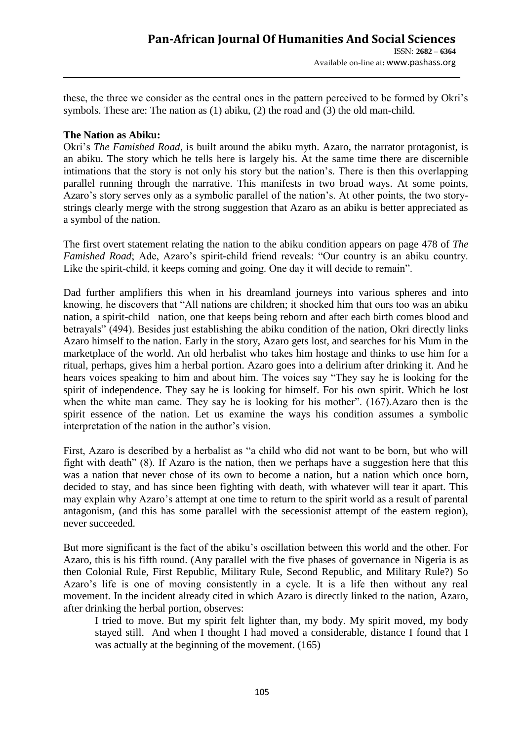these, the three we consider as the central ones in the pattern perceived to be formed by Okri's symbols. These are: The nation as (1) abiku, (2) the road and (3) the old man-child.

**The Nation as Abiku:**

Okri's *The Famished Road*, is built around the abiku myth. Azaro, the narrator protagonist, is an abiku. The story which he tells here is largely his. At the same time there are discernible intimations that the story is not only his story but the nation's. There is then this overlapping parallel running through the narrative. This manifests in two broad ways. At some points, Azaro's story serves only as a symbolic parallel of the nation's. At other points, the two story-strings clearly merge with the strong suggestion that Azaro as an abiku is better appreciated as a symbol of the nation.

The first overt statement relating the nation to the abiku condition appears on page 478 of *The Famished Road*; Ade, Azaro's spirit-child friend reveals: "Our country is an abiku country. Like the spirit-child, it keeps coming and going. One day it will decide to remain".

Dad further amplifiers this when in his dreamland journeys into various spheres and into knowing, he discovers that "All nations are children; it shocked him that ours too was an abiku nation, a spirit-child nation, one that keeps being reborn and after each birth comes blood and betrayals" (494). Besides just establishing the abiku condition of the nation, Okri directly links Azaro himself to the nation. Early in the story, Azaro gets lost, and searches for his Mum in the marketplace of the world. An old herbalist who takes him hostage and thinks to use him for a ritual, perhaps, gives him a herbal portion. Azaro goes into a delirium after drinking it. And he hears voices speaking to him and about him. The voices say "They say he is looking for the spirit of independence. They say he is looking for himself. For his own spirit. Which he lost when the white man came. They say he is looking for his mother". (167).Azaro then is the spirit essence of the nation. Let us examine the ways his condition assumes a symbolic interpretation of the nation in the author's vision.

First, Azaro is described by a herbalist as "a child who did not want to be born, but who will fight with death" (8). If Azaro is the nation, then we perhaps have a suggestion here that this was a nation that never chose of its own to become a nation, but a nation which once born, decided to stay, and has since been fighting with death, with whatever will tear it apart. This may explain why Azaro's attempt at one time to return to the spirit world as a result of parental antagonism, (and this has some parallel with the secessionist attempt of the eastern region), never succeeded.

But more significant is the fact of the abiku's oscillation between this world and the other. For Azaro, this is his fifth round. (Any parallel with the five phases of governance in Nigeria is as then Colonial Rule, First Republic, Military Rule, Second Republic, and Military Rule?) So Azaro's life is one of moving consistently in a cycle. It is a life then without any real movement. In the incident already cited in which Azaro is directly linked to the nation, Azaro, after drinking the herbal portion, observes:

> I tried to move. But my spirit felt lighter than, my body. My spirit moved, my body stayed still. And when I thought I had moved a considerable, distance I found that I was actually at the beginning of the movement. (165)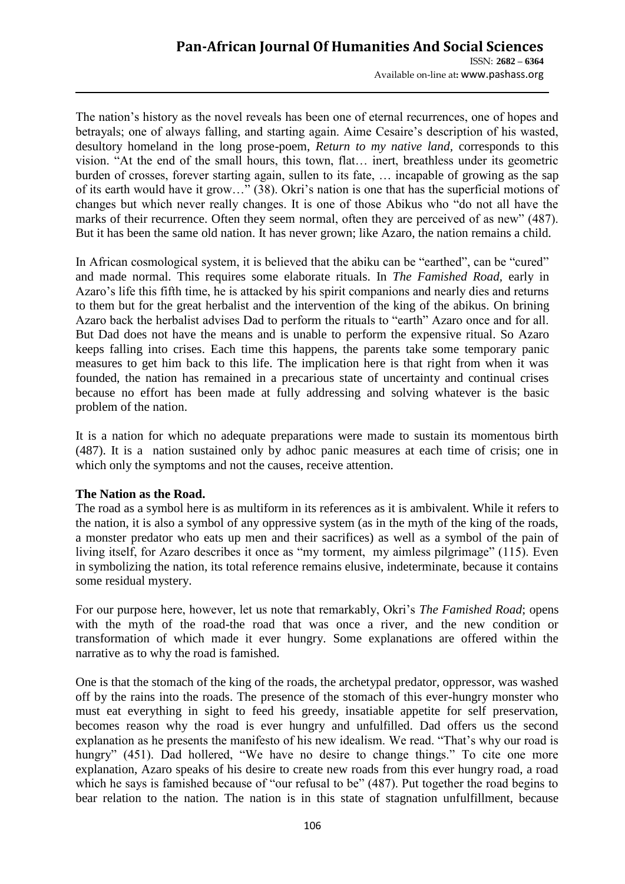The nation's history as the novel reveals has been one of eternal recurrences, one of hopes and betrayals; one of always falling, and starting again. Aime Cesaire's description of his wasted, desultory homeland in the long prose-poem, *Return to my native land*, corresponds to this vision. "At the end of the small hours, this town, flat… inert, breathless under its geometric burden of crosses, forever starting again, sullen to its fate, … incapable of growing as the sap of its earth would have it grow…" (38). Okri's nation is one that has the superficial motions of changes but which never really changes. It is one of those Abikus who "do not all have the marks of their recurrence. Often they seem normal, often they are perceived of as new" (487). But it has been the same old nation. It has never grown; like Azaro, the nation remains a child.

In African cosmological system, it is believed that the abiku can be "earthed", can be "cured" and made normal. This requires some elaborate rituals. In *The Famished Road*, early in Azaro's life this fifth time, he is attacked by his spirit companions and nearly dies and returns to them but for the great herbalist and the intervention of the king of the abikus. On brining Azaro back the herbalist advises Dad to perform the rituals to "earth" Azaro once and for all. But Dad does not have the means and is unable to perform the expensive ritual. So Azaro keeps falling into crises. Each time this happens, the parents take some temporary panic measures to get him back to this life. The implication here is that right from when it was founded, the nation has remained in a precarious state of uncertainty and continual crises because no effort has been made at fully addressing and solving whatever is the basic problem of the nation.

It is a nation for which no adequate preparations were made to sustain its momentous birth (487). It is a nation sustained only by adhoc panic measures at each time of crisis; one in which only the symptoms and not the causes, receive attention.

**The Nation as the Road.**

The road as a symbol here is as multiform in its references as it is ambivalent. While it refers to the nation, it is also a symbol of any oppressive system (as in the myth of the king of the roads, a monster predator who eats up men and their sacrifices) as well as a symbol of the pain of living itself, for Azaro describes it once as "my torment, my aimless pilgrimage" (115). Even in symbolizing the nation, its total reference remains elusive, indeterminate, because it contains some residual mystery.

For our purpose here, however, let us note that remarkably, Okri's *The Famished Road*; opens with the myth of the road-the road that was once a river, and the new condition or transformation of which made it ever hungry. Some explanations are offered within the narrative as to why the road is famished.

One is that the stomach of the king of the roads, the archetypal predator, oppressor, was washed off by the rains into the roads. The presence of the stomach of this ever-hungry monster who must eat everything in sight to feed his greedy, insatiable appetite for self preservation, becomes reason why the road is ever hungry and unfulfilled. Dad offers us the second explanation as he presents the manifesto of his new idealism. We read. "That's why our road is hungry" (451). Dad hollered, "We have no desire to change things." To cite one more explanation, Azaro speaks of his desire to create new roads from this ever hungry road, a road which he says is famished because of "our refusal to be" (487). Put together the road begins to bear relation to the nation. The nation is in this state of stagnation unfulfillment, because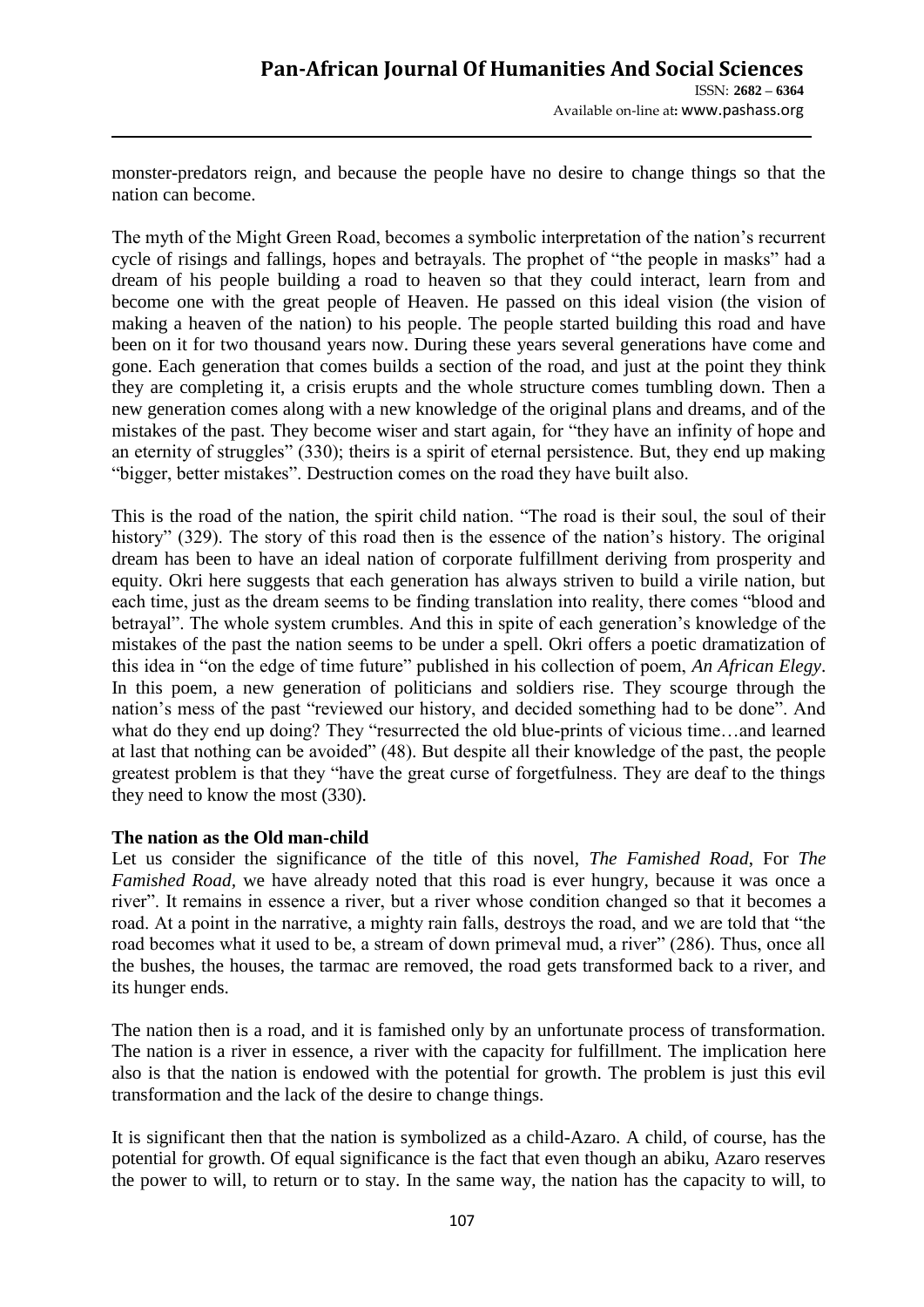monster-predators reign, and because the people have no desire to change things so that the nation can become.

The myth of the Might Green Road, becomes a symbolic interpretation of the nation's recurrent cycle of risings and fallings, hopes and betrayals. The prophet of "the people in masks" had a dream of his people building a road to heaven so that they could interact, learn from and become one with the great people of Heaven. He passed on this ideal vision (the vision of making a heaven of the nation) to his people. The people started building this road and have been on it for two thousand years now. During these years several generations have come and gone. Each generation that comes builds a section of the road, and just at the point they think they are completing it, a crisis erupts and the whole structure comes tumbling down. Then a new generation comes along with a new knowledge of the original plans and dreams, and of the mistakes of the past. They become wiser and start again, for "they have an infinity of hope and an eternity of struggles" (330); theirs is a spirit of eternal persistence. But, they end up making "bigger, better mistakes". Destruction comes on the road they have built also.

This is the road of the nation, the spirit child nation. "The road is their soul, the soul of their history" (329). The story of this road then is the essence of the nation's history. The original dream has been to have an ideal nation of corporate fulfillment deriving from prosperity and equity. Okri here suggests that each generation has always striven to build a virile nation, but each time, just as the dream seems to be finding translation into reality, there comes "blood and betrayal". The whole system crumbles. And this in spite of each generation's knowledge of the mistakes of the past the nation seems to be under a spell. Okri offers a poetic dramatization of this idea in "on the edge of time future" published in his collection of poem, *An African Elegy*. In this poem, a new generation of politicians and soldiers rise. They scourge through the nation's mess of the past "reviewed our history, and decided something had to be done". And what do they end up doing? They "resurrected the old blue-prints of vicious time…and learned at last that nothing can be avoided" (48). But despite all their knowledge of the past, the people greatest problem is that they "have the great curse of forgetfulness. They are deaf to the things they need to know the most (330).

**The nation as the Old man-child**

Let us consider the significance of the title of this novel, *The Famished Road*, For *The Famished Road*, we have already noted that this road is ever hungry, because it was once a river". It remains in essence a river, but a river whose condition changed so that it becomes a road. At a point in the narrative, a mighty rain falls, destroys the road, and we are told that "the road becomes what it used to be, a stream of down primeval mud, a river" (286). Thus, once all the bushes, the houses, the tarmac are removed, the road gets transformed back to a river, and its hunger ends.

The nation then is a road, and it is famished only by an unfortunate process of transformation. The nation is a river in essence, a river with the capacity for fulfillment. The implication here also is that the nation is endowed with the potential for growth. The problem is just this evil transformation and the lack of the desire to change things.

It is significant then that the nation is symbolized as a child-Azaro. A child, of course, has the potential for growth. Of equal significance is the fact that even though an abiku, Azaro reserves the power to will, to return or to stay. In the same way, the nation has the capacity to will, to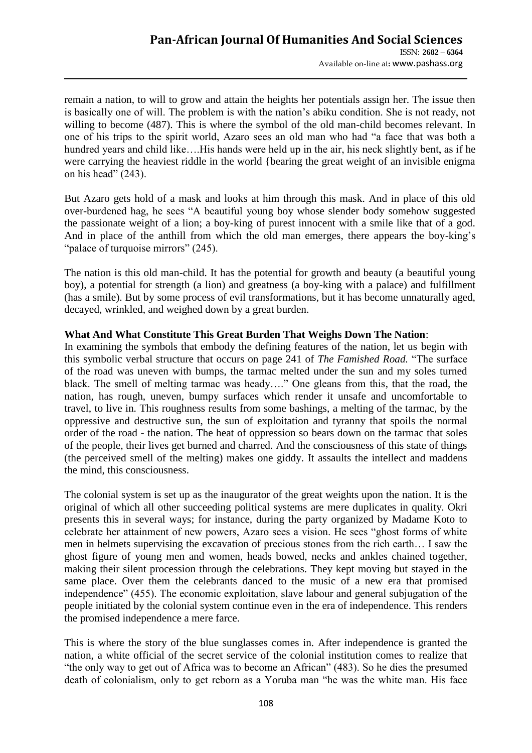remain a nation, to will to grow and attain the heights her potentials assign her. The issue then is basically one of will. The problem is with the nation's abiku condition. She is not ready, not willing to become (487). This is where the symbol of the old man-child becomes relevant. In one of his trips to the spirit world, Azaro sees an old man who had "a face that was both a hundred years and child like….His hands were held up in the air, his neck slightly bent, as if he were carrying the heaviest riddle in the world {bearing the great weight of an invisible enigma on his head" (243).

But Azaro gets hold of a mask and looks at him through this mask. And in place of this old over-burdened hag, he sees "A beautiful young boy whose slender body somehow suggested the passionate weight of a lion; a boy-king of purest innocent with a smile like that of a god. And in place of the anthill from which the old man emerges, there appears the boy-king's "palace of turquoise mirrors" (245).

The nation is this old man-child. It has the potential for growth and beauty (a beautiful young boy), a potential for strength (a lion) and greatness (a boy-king with a palace) and fulfillment (has a smile). But by some process of evil transformations, but it has become unnaturally aged, decayed, wrinkled, and weighed down by a great burden.

**What And What Constitute This Great Burden That Weighs Down The Nation**:

In examining the symbols that embody the defining features of the nation, let us begin with this symbolic verbal structure that occurs on page 241 of *The Famished Road.* "The surface of the road was uneven with bumps, the tarmac melted under the sun and my soles turned black. The smell of melting tarmac was heady…." One gleans from this, that the road, the nation, has rough, uneven, bumpy surfaces which render it unsafe and uncomfortable to travel, to live in. This roughness results from some bashings, a melting of the tarmac, by the oppressive and destructive sun, the sun of exploitation and tyranny that spoils the normal order of the road - the nation. The heat of oppression so bears down on the tarmac that soles of the people, their lives get burned and charred. And the consciousness of this state of things (the perceived smell of the melting) makes one giddy. It assaults the intellect and maddens the mind, this consciousness.

The colonial system is set up as the inaugurator of the great weights upon the nation. It is the original of which all other succeeding political systems are mere duplicates in quality. Okri presents this in several ways; for instance, during the party organized by Madame Koto to celebrate her attainment of new powers, Azaro sees a vision. He sees "ghost forms of white men in helmets supervising the excavation of precious stones from the rich earth… I saw the ghost figure of young men and women, heads bowed, necks and ankles chained together, making their silent procession through the celebrations. They kept moving but stayed in the same place. Over them the celebrants danced to the music of a new era that promised independence" (455). The economic exploitation, slave labour and general subjugation of the people initiated by the colonial system continue even in the era of independence. This renders the promised independence a mere farce.

This is where the story of the blue sunglasses comes in. After independence is granted the nation, a white official of the secret service of the colonial institution comes to realize that "the only way to get out of Africa was to become an African" (483). So he dies the presumed death of colonialism, only to get reborn as a Yoruba man "he was the white man. His face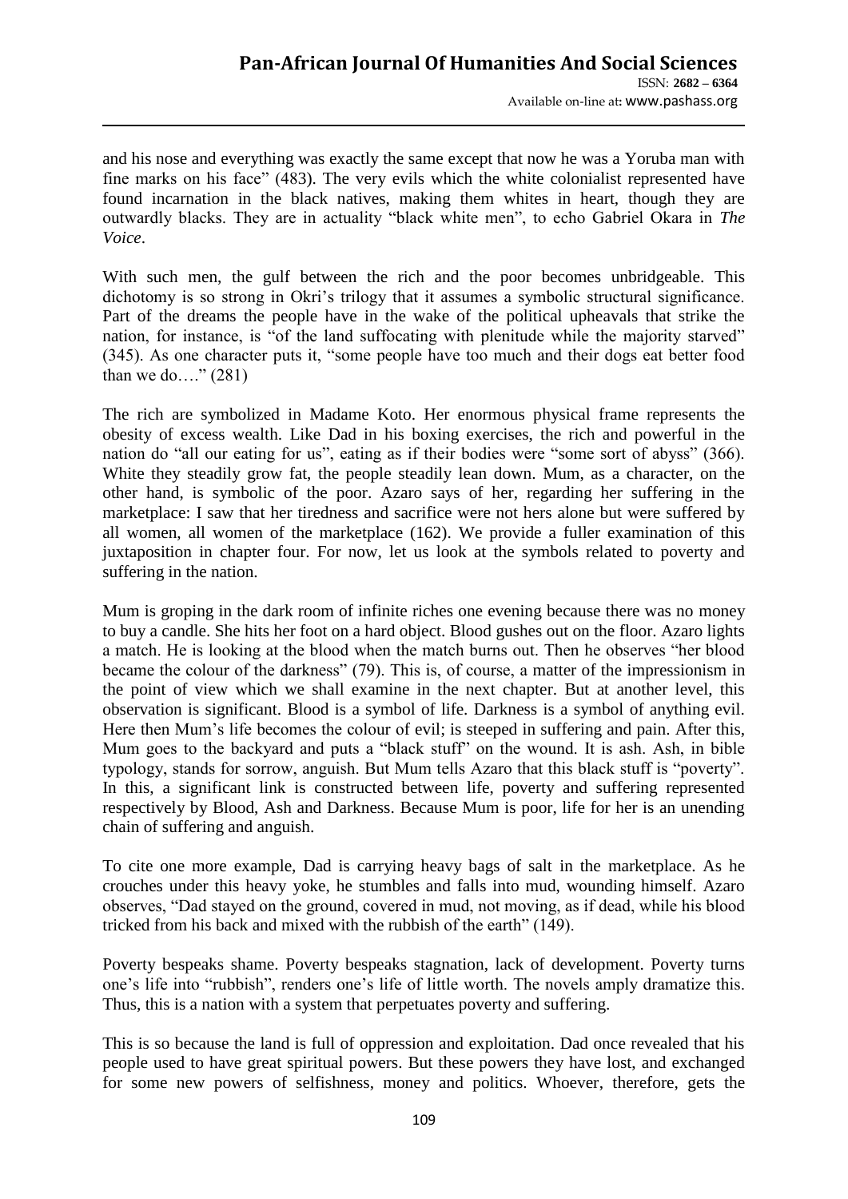and his nose and everything was exactly the same except that now he was a Yoruba man with fine marks on his face" (483). The very evils which the white colonialist represented have found incarnation in the black natives, making them whites in heart, though they are outwardly blacks. They are in actuality "black white men", to echo Gabriel Okara in *The Voice*.

With such men, the gulf between the rich and the poor becomes unbridgeable. This dichotomy is so strong in Okri's trilogy that it assumes a symbolic structural significance. Part of the dreams the people have in the wake of the political upheavals that strike the nation, for instance, is "of the land suffocating with plenitude while the majority starved" (345). As one character puts it, "some people have too much and their dogs eat better food than we do…." (281)

The rich are symbolized in Madame Koto. Her enormous physical frame represents the obesity of excess wealth. Like Dad in his boxing exercises, the rich and powerful in the nation do "all our eating for us", eating as if their bodies were "some sort of abyss" (366). White they steadily grow fat, the people steadily lean down. Mum, as a character, on the other hand, is symbolic of the poor. Azaro says of her, regarding her suffering in the marketplace: I saw that her tiredness and sacrifice were not hers alone but were suffered by all women, all women of the marketplace (162). We provide a fuller examination of this juxtaposition in chapter four. For now, let us look at the symbols related to poverty and suffering in the nation.

Mum is groping in the dark room of infinite riches one evening because there was no money to buy a candle. She hits her foot on a hard object. Blood gushes out on the floor. Azaro lights a match. He is looking at the blood when the match burns out. Then he observes "her blood became the colour of the darkness" (79). This is, of course, a matter of the impressionism in the point of view which we shall examine in the next chapter. But at another level, this observation is significant. Blood is a symbol of life. Darkness is a symbol of anything evil. Here then Mum's life becomes the colour of evil; is steeped in suffering and pain. After this, Mum goes to the backyard and puts a "black stuff" on the wound. It is ash. Ash, in bible typology, stands for sorrow, anguish. But Mum tells Azaro that this black stuff is "poverty". In this, a significant link is constructed between life, poverty and suffering represented respectively by Blood, Ash and Darkness. Because Mum is poor, life for her is an unending chain of suffering and anguish.

To cite one more example, Dad is carrying heavy bags of salt in the marketplace. As he crouches under this heavy yoke, he stumbles and falls into mud, wounding himself. Azaro observes, "Dad stayed on the ground, covered in mud, not moving, as if dead, while his blood tricked from his back and mixed with the rubbish of the earth" (149).

Poverty bespeaks shame. Poverty bespeaks stagnation, lack of development. Poverty turns one's life into "rubbish", renders one's life of little worth. The novels amply dramatize this. Thus, this is a nation with a system that perpetuates poverty and suffering.

This is so because the land is full of oppression and exploitation. Dad once revealed that his people used to have great spiritual powers. But these powers they have lost, and exchanged for some new powers of selfishness, money and politics. Whoever, therefore, gets the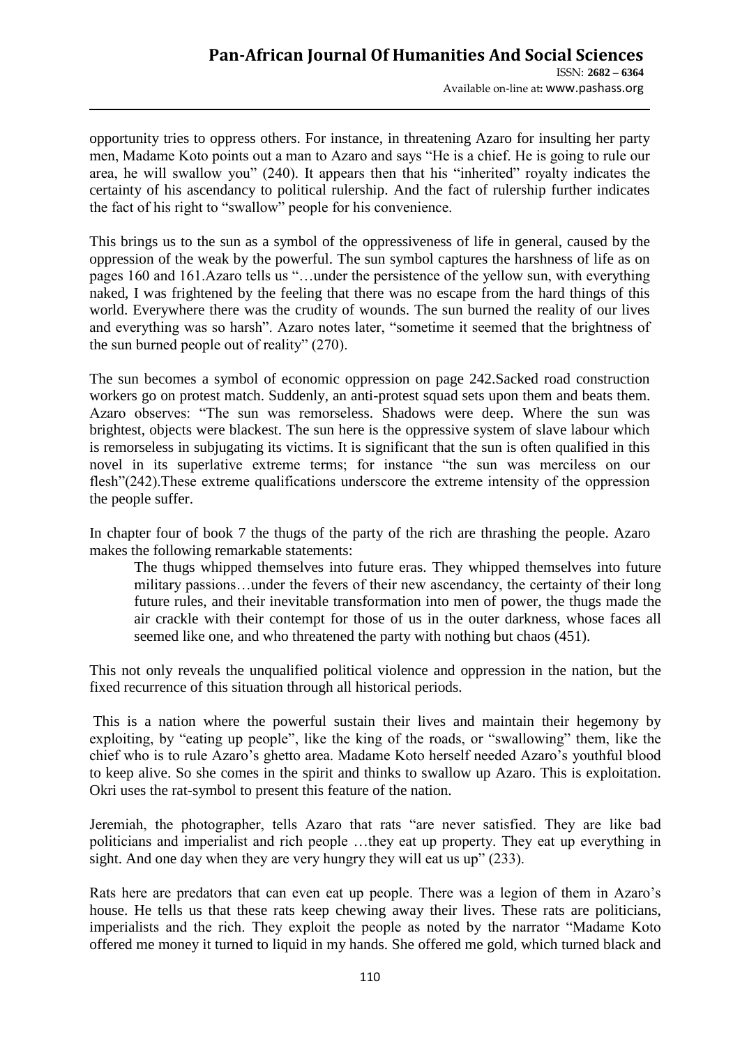opportunity tries to oppress others. For instance, in threatening Azaro for insulting her party men, Madame Koto points out a man to Azaro and says "He is a chief. He is going to rule our area, he will swallow you" (240). It appears then that his "inherited" royalty indicates the certainty of his ascendancy to political rulership. And the fact of rulership further indicates the fact of his right to "swallow" people for his convenience.

This brings us to the sun as a symbol of the oppressiveness of life in general, caused by the oppression of the weak by the powerful. The sun symbol captures the harshness of life as on pages 160 and 161.Azaro tells us "…under the persistence of the yellow sun, with everything naked, I was frightened by the feeling that there was no escape from the hard things of this world. Everywhere there was the crudity of wounds. The sun burned the reality of our lives and everything was so harsh". Azaro notes later, "sometime it seemed that the brightness of the sun burned people out of reality" (270).

The sun becomes a symbol of economic oppression on page 242.Sacked road construction workers go on protest match. Suddenly, an anti-protest squad sets upon them and beats them. Azaro observes: "The sun was remorseless. Shadows were deep. Where the sun was brightest, objects were blackest. The sun here is the oppressive system of slave labour which is remorseless in subjugating its victims. It is significant that the sun is often qualified in this novel in its superlative extreme terms; for instance "the sun was merciless on our flesh"(242).These extreme qualifications underscore the extreme intensity of the oppression the people suffer.

In chapter four of book 7 the thugs of the party of the rich are thrashing the people. Azaro makes the following remarkable statements:

> The thugs whipped themselves into future eras. They whipped themselves into future military passions…under the fevers of their new ascendancy, the certainty of their long future rules, and their inevitable transformation into men of power, the thugs made the air crackle with their contempt for those of us in the outer darkness, whose faces all seemed like one, and who threatened the party with nothing but chaos (451).

This not only reveals the unqualified political violence and oppression in the nation, but the fixed recurrence of this situation through all historical periods.

This is a nation where the powerful sustain their lives and maintain their hegemony by exploiting, by "eating up people", like the king of the roads, or "swallowing" them, like the chief who is to rule Azaro's ghetto area. Madame Koto herself needed Azaro's youthful blood to keep alive. So she comes in the spirit and thinks to swallow up Azaro. This is exploitation. Okri uses the rat-symbol to present this feature of the nation.

Jeremiah, the photographer, tells Azaro that rats "are never satisfied. They are like bad politicians and imperialist and rich people …they eat up property. They eat up everything in sight. And one day when they are very hungry they will eat us up" (233).

Rats here are predators that can even eat up people. There was a legion of them in Azaro's house. He tells us that these rats keep chewing away their lives. These rats are politicians, imperialists and the rich. They exploit the people as noted by the narrator "Madame Koto offered me money it turned to liquid in my hands. She offered me gold, which turned black and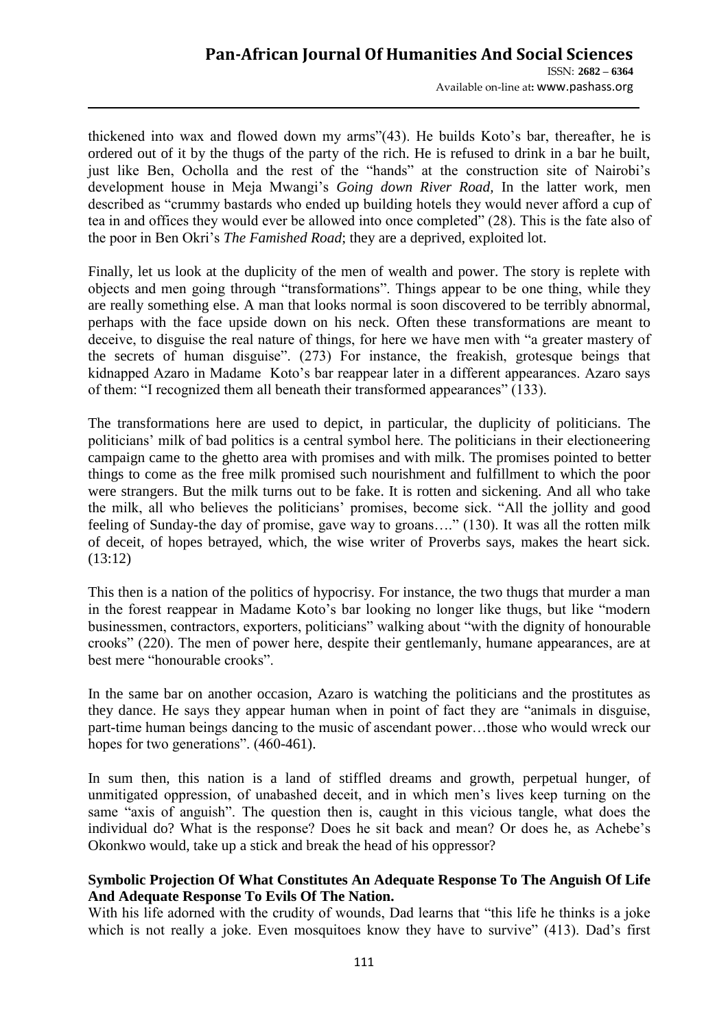thickened into wax and flowed down my arms"(43). He builds Koto's bar, thereafter, he is ordered out of it by the thugs of the party of the rich. He is refused to drink in a bar he built, just like Ben, Ocholla and the rest of the "hands" at the construction site of Nairobi's development house in Meja Mwangi's *Going down River Road,* In the latter work, men described as "crummy bastards who ended up building hotels they would never afford a cup of tea in and offices they would ever be allowed into once completed" (28). This is the fate also of the poor in Ben Okri's *The Famished Road*; they are a deprived, exploited lot.

Finally, let us look at the duplicity of the men of wealth and power. The story is replete with objects and men going through "transformations". Things appear to be one thing, while they are really something else. A man that looks normal is soon discovered to be terribly abnormal, perhaps with the face upside down on his neck. Often these transformations are meant to deceive, to disguise the real nature of things, for here we have men with "a greater mastery of the secrets of human disguise". (273) For instance, the freakish, grotesque beings that kidnapped Azaro in Madame Koto's bar reappear later in a different appearances. Azaro says of them: "I recognized them all beneath their transformed appearances" (133).

The transformations here are used to depict, in particular, the duplicity of politicians. The politicians' milk of bad politics is a central symbol here. The politicians in their electioneering campaign came to the ghetto area with promises and with milk. The promises pointed to better things to come as the free milk promised such nourishment and fulfillment to which the poor were strangers. But the milk turns out to be fake. It is rotten and sickening. And all who take the milk, all who believes the politicians' promises, become sick. "All the jollity and good feeling of Sunday-the day of promise, gave way to groans…." (130). It was all the rotten milk of deceit, of hopes betrayed, which, the wise writer of Proverbs says, makes the heart sick. (13:12)

This then is a nation of the politics of hypocrisy. For instance, the two thugs that murder a man in the forest reappear in Madame Koto's bar looking no longer like thugs, but like "modern businessmen, contractors, exporters, politicians" walking about "with the dignity of honourable crooks" (220). The men of power here, despite their gentlemanly, humane appearances, are at best mere "honourable crooks".

In the same bar on another occasion, Azaro is watching the politicians and the prostitutes as they dance. He says they appear human when in point of fact they are "animals in disguise, part-time human beings dancing to the music of ascendant power…those who would wreck our hopes for two generations". (460-461).

In sum then, this nation is a land of stiffled dreams and growth, perpetual hunger, of unmitigated oppression, of unabashed deceit, and in which men's lives keep turning on the same "axis of anguish". The question then is, caught in this vicious tangle, what does the individual do? What is the response? Does he sit back and mean? Or does he, as Achebe's Okonkwo would, take up a stick and break the head of his oppressor?

**Symbolic Projection Of What Constitutes An Adequate Response To The Anguish Of Life And Adequate Response To Evils Of The Nation.**

With his life adorned with the crudity of wounds, Dad learns that "this life he thinks is a joke which is not really a joke. Even mosquitoes know they have to survive" (413). Dad's first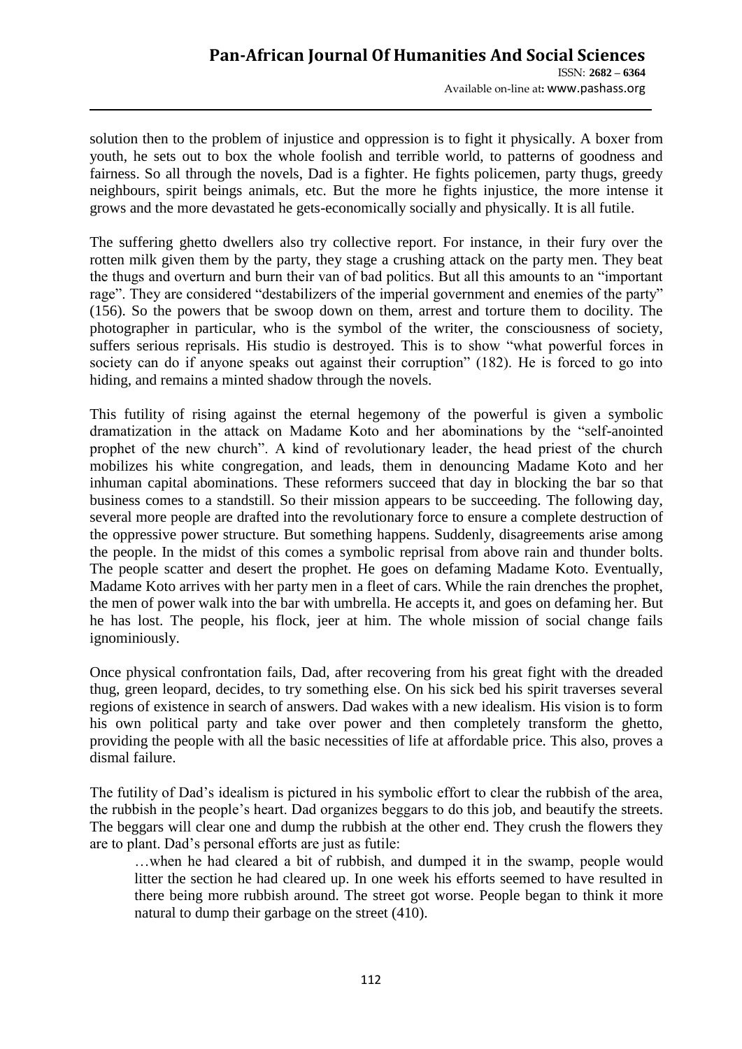solution then to the problem of injustice and oppression is to fight it physically. A boxer from youth, he sets out to box the whole foolish and terrible world, to patterns of goodness and fairness. So all through the novels, Dad is a fighter. He fights policemen, party thugs, greedy neighbours, spirit beings animals, etc. But the more he fights injustice, the more intense it grows and the more devastated he gets-economically socially and physically. It is all futile.

The suffering ghetto dwellers also try collective report. For instance, in their fury over the rotten milk given them by the party, they stage a crushing attack on the party men. They beat the thugs and overturn and burn their van of bad politics. But all this amounts to an "important rage". They are considered "destabilizers of the imperial government and enemies of the party" (156). So the powers that be swoop down on them, arrest and torture them to docility. The photographer in particular, who is the symbol of the writer, the consciousness of society, suffers serious reprisals. His studio is destroyed. This is to show "what powerful forces in society can do if anyone speaks out against their corruption" (182). He is forced to go into hiding, and remains a minted shadow through the novels.

This futility of rising against the eternal hegemony of the powerful is given a symbolic dramatization in the attack on Madame Koto and her abominations by the "self-anointed prophet of the new church". A kind of revolutionary leader, the head priest of the church mobilizes his white congregation, and leads, them in denouncing Madame Koto and her inhuman capital abominations. These reformers succeed that day in blocking the bar so that business comes to a standstill. So their mission appears to be succeeding. The following day, several more people are drafted into the revolutionary force to ensure a complete destruction of the oppressive power structure. But something happens. Suddenly, disagreements arise among the people. In the midst of this comes a symbolic reprisal from above rain and thunder bolts. The people scatter and desert the prophet. He goes on defaming Madame Koto. Eventually, Madame Koto arrives with her party men in a fleet of cars. While the rain drenches the prophet, the men of power walk into the bar with umbrella. He accepts it, and goes on defaming her. But he has lost. The people, his flock, jeer at him. The whole mission of social change fails ignominiously.

Once physical confrontation fails, Dad, after recovering from his great fight with the dreaded thug, green leopard, decides, to try something else. On his sick bed his spirit traverses several regions of existence in search of answers. Dad wakes with a new idealism. His vision is to form his own political party and take over power and then completely transform the ghetto, providing the people with all the basic necessities of life at affordable price. This also, proves a dismal failure.

The futility of Dad's idealism is pictured in his symbolic effort to clear the rubbish of the area, the rubbish in the people's heart. Dad organizes beggars to do this job, and beautify the streets. The beggars will clear one and dump the rubbish at the other end. They crush the flowers they are to plant. Dad's personal efforts are just as futile:

> …when he had cleared a bit of rubbish, and dumped it in the swamp, people would litter the section he had cleared up. In one week his efforts seemed to have resulted in there being more rubbish around. The street got worse. People began to think it more natural to dump their garbage on the street (410).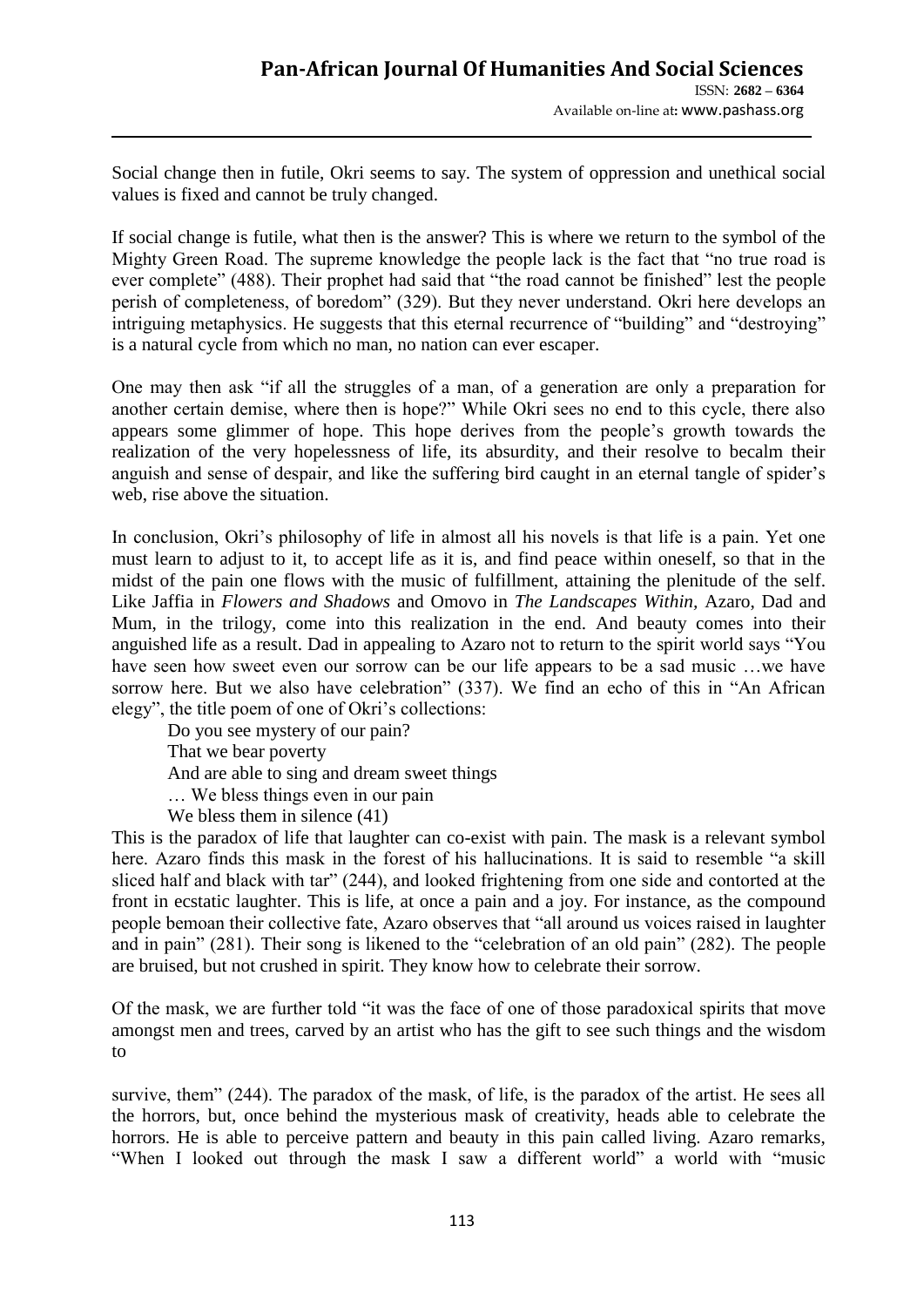Social change then in futile, Okri seems to say. The system of oppression and unethical social values is fixed and cannot be truly changed.

If social change is futile, what then is the answer? This is where we return to the symbol of the Mighty Green Road. The supreme knowledge the people lack is the fact that "no true road is ever complete" (488). Their prophet had said that "the road cannot be finished" lest the people perish of completeness, of boredom" (329). But they never understand. Okri here develops an intriguing metaphysics. He suggests that this eternal recurrence of "building" and "destroying" is a natural cycle from which no man, no nation can ever escaper.

One may then ask "if all the struggles of a man, of a generation are only a preparation for another certain demise, where then is hope?" While Okri sees no end to this cycle, there also appears some glimmer of hope. This hope derives from the people's growth towards the realization of the very hopelessness of life, its absurdity, and their resolve to becalm their anguish and sense of despair, and like the suffering bird caught in an eternal tangle of spider's web, rise above the situation.

In conclusion, Okri's philosophy of life in almost all his novels is that life is a pain. Yet one must learn to adjust to it, to accept life as it is, and find peace within oneself, so that in the midst of the pain one flows with the music of fulfillment, attaining the plenitude of the self. Like Jaffia in *Flowers and Shadows* and Omovo in *The Landscapes Within,* Azaro, Dad and Mum, in the trilogy, come into this realization in the end. And beauty comes into their anguished life as a result. Dad in appealing to Azaro not to return to the spirit world says "You have seen how sweet even our sorrow can be our life appears to be a sad music …we have sorrow here. But we also have celebration" (337). We find an echo of this in "An African elegy", the title poem of one of Okri's collections:

> Do you see mystery of our pain?
> That we bear poverty
> And are able to sing and dream sweet things
> … We bless things even in our pain
> We bless them in silence (41)

This is the paradox of life that laughter can co-exist with pain. The mask is a relevant symbol here. Azaro finds this mask in the forest of his hallucinations. It is said to resemble "a skill sliced half and black with tar" (244), and looked frightening from one side and contorted at the front in ecstatic laughter. This is life, at once a pain and a joy. For instance, as the compound people bemoan their collective fate, Azaro observes that "all around us voices raised in laughter and in pain" (281). Their song is likened to the "celebration of an old pain" (282). The people are bruised, but not crushed in spirit. They know how to celebrate their sorrow.

Of the mask, we are further told "it was the face of one of those paradoxical spirits that move amongst men and trees, carved by an artist who has the gift to see such things and the wisdom to survive, them" (244). The paradox of the mask, of life, is the paradox of the artist. He sees all the horrors, but, once behind the mysterious mask of creativity, heads able to celebrate the horrors. He is able to perceive pattern and beauty in this pain called living. Azaro remarks, "When I looked out through the mask I saw a different world" a world with "music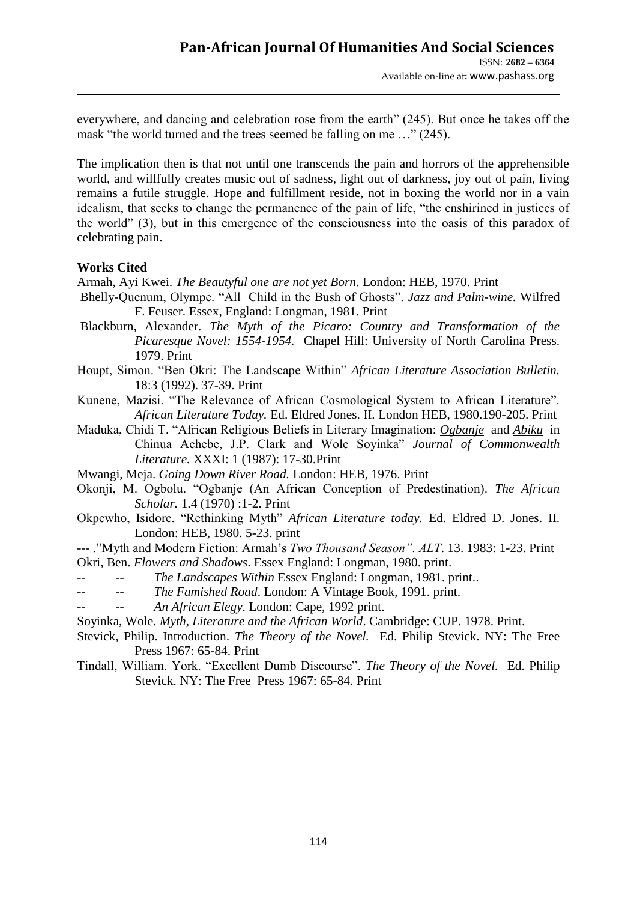everywhere, and dancing and celebration rose from the earth" (245). But once he takes off the mask "the world turned and the trees seemed be falling on me …" (245).

The implication then is that not until one transcends the pain and horrors of the apprehensible world, and willfully creates music out of sadness, light out of darkness, joy out of pain, living remains a futile struggle. Hope and fulfillment reside, not in boxing the world nor in a vain idealism, that seeks to change the permanence of the pain of life, "the enshirined in justices of the world" (3), but in this emergence of the consciousness into the oasis of this paradox of celebrating pain.

**Works Cited**

Armah, Ayi Kwei. *The Beautyful one are not yet Born*. London: HEB, 1970. Print

Bhelly-Quenum, Olympe. "All Child in the Bush of Ghosts". *Jazz and Palm-wine.* Wilfred F. Feuser. Essex, England: Longman, 1981. Print

Blackburn, Alexander. *The Myth of the Picaro: Country and Transformation of the Picaresque Novel: 1554-1954.* Chapel Hill: University of North Carolina Press. 1979. Print

Houpt, Simon. "Ben Okri: The Landscape Within" *African Literature Association Bulletin.* 18:3 (1992). 37-39. Print

Kunene, Mazisi. "The Relevance of African Cosmological System to African Literature". *African Literature Today.* Ed. Eldred Jones. II. London HEB, 1980.190-205. Print

Maduka, Chidi T. "African Religious Beliefs in Literary Imagination: *Ogbanje* and *Abiku* in Chinua Achebe, J.P. Clark and Wole Soyinka" *Journal of Commonwealth Literature.* XXXI: 1 (1987): 17-30.Print

Mwangi, Meja. *Going Down River Road.* London: HEB, 1976. Print

Okonji, M. Ogbolu. "Ogbanje (An African Conception of Predestination). *The African Scholar.* 1.4 (1970) :1-2. Print

Okpewho, Isidore. "Rethinking Myth" *African Literature today.* Ed. Eldred D. Jones. II. London: HEB, 1980. 5-23. print

--- ."Myth and Modern Fiction: Armah's *Two Thousand Season". ALT*. 13. 1983: 1-23. Print

Okri, Ben. *Flowers and Shadows*. Essex England: Longman, 1980. print.

-- -- *The Landscapes Within* Essex England: Longman, 1981. print..

-- -- *The Famished Road*. London: A Vintage Book, 1991. print.

-- -- *An African Elegy*. London: Cape, 1992 print.

Soyinka, Wole. *Myth, Literature and the African World*. Cambridge: CUP. 1978. Print.

Stevick, Philip. Introduction. *The Theory of the Novel.* Ed. Philip Stevick. NY: The Free Press 1967: 65-84. Print

Tindall, William. York. "Excellent Dumb Discourse". *The Theory of the Novel.* Ed. Philip Stevick. NY: The Free Press 1967: 65-84. Print